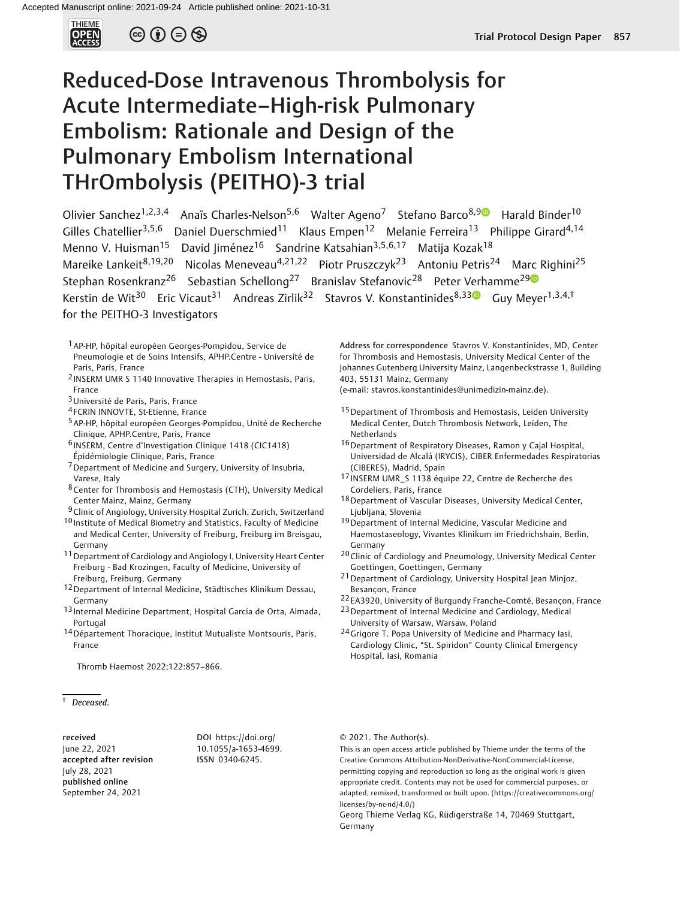# Reduced-Dose Intravenous Thrombolysis for Acute Intermediate–High-risk Pulmonary Embolism: Rationale and Design of the Pulmonary Embolism International THrOmbolysis (PEITHO)-3 trial

Olivier Sanchez[1,2,3,4] Anaïs Charles-Nelson[5,6] Walter Ageno[7] Stefano Barco[8,9] Harald Binder[10] Gilles Chatellier[3,5,6] Daniel Duerschmied[11] Klaus Empen[12] Melanie Ferreira[13] Philippe Girard[4,14] Menno V. Huisman[15] David Jiménez[16] Sandrine Katsahian[3,5,6,17] Matija Kozak[18] Mareike Lankeit[8,19,20] Nicolas Meneveau[4,21,22] Piotr Pruszczyk[23] Antoniu Petris[24] Marc Righini[25] Stephan Rosenkranz[26] Sebastian Schellong[27] Branislav Stefanovic[28] Peter Verhamme[29] Kerstin de Wit[30] Eric Vicaut[31] Andreas Zirlik[32] Stavros V. Konstantinides[8,33] Guy Meyer[1,3,4,†] for the PEITHO-3 Investigators

[1] AP-HP, hôpital européen Georges-Pompidou, Service de Pneumologie et de Soins Intensifs, APHP.Centre - Université de Paris, Paris, France
[2] INSERM UMR S 1140 Innovative Therapies in Hemostasis, Paris, France
[3] Université de Paris, Paris, France
[4] FCRIN INNOVTE, St-Etienne, France
[5] AP-HP, hôpital européen Georges-Pompidou, Unité de Recherche Clinique, APHP.Centre, Paris, France
[6] INSERM, Centre d'Investigation Clinique 1418 (CIC1418) Épidémiologie Clinique, Paris, France
[7] Department of Medicine and Surgery, University of Insubria, Varese, Italy
[8] Center for Thrombosis and Hemostasis (CTH), University Medical Center Mainz, Mainz, Germany
[9] Clinic of Angiology, University Hospital Zurich, Zurich, Switzerland
[10] Institute of Medical Biometry and Statistics, Faculty of Medicine and Medical Center, University of Freiburg, Freiburg im Breisgau, Germany
[11] Department of Cardiology and Angiology I, University Heart Center Freiburg - Bad Krozingen, Faculty of Medicine, University of Freiburg, Freiburg, Germany
[12] Department of Internal Medicine, Städtisches Klinikum Dessau, Germany
[13] Internal Medicine Department, Hospital Garcia de Orta, Almada, Portugal
[14] Département Thoracique, Institut Mutualiste Montsouris, Paris, France
[15] Department of Thrombosis and Hemostasis, Leiden University Medical Center, Dutch Thrombosis Network, Leiden, The Netherlands
[16] Department of Respiratory Diseases, Ramon y Cajal Hospital, Universidad de Alcalá (IRYCIS), CIBER Enfermedades Respiratorias (CIBERES), Madrid, Spain
[17] INSERM UMR_S 1138 équipe 22, Centre de Recherche des Cordeliers, Paris, France
[18] Department of Vascular Diseases, University Medical Center, Ljubljana, Slovenia
[19] Department of Internal Medicine, Vascular Medicine and Haemostaseology, Vivantes Klinikum im Friedrichshain, Berlin, Germany
[20] Clinic of Cardiology and Pneumology, University Medical Center Goettingen, Goettingen, Germany
[21] Department of Cardiology, University Hospital Jean Minjoz, Besançon, France
[22] EA3920, University of Burgundy Franche-Comté, Besançon, France
[23] Department of Internal Medicine and Cardiology, Medical University of Warsaw, Warsaw, Poland
[24] Grigore T. Popa University of Medicine and Pharmacy Iasi, Cardiology Clinic, "St. Spiridon" County Clinical Emergency Hospital, Iasi, Romania

**Address for correspondence** Stavros V. Konstantinides, MD, Center for Thrombosis and Hemostasis, University Medical Center of the Johannes Gutenberg University Mainz, Langenbeckstrasse 1, Building 403, 55131 Mainz, Germany (e-mail: stavros.konstantinides@unimedizin-mainz.de).

Thromb Haemost 2022;122:857–866.

† *Deceased.*

**received** June 22, 2021
**accepted after revision** July 28, 2021
**published online** September 24, 2021

**DOI** https://doi.org/10.1055/a-1653-4699.
**ISSN** 0340-6245.

© 2021. The Author(s).
This is an open access article published by Thieme under the terms of the Creative Commons Attribution-NonDerivative-NonCommercial-License, permitting copying and reproduction so long as the original work is given appropriate credit. Contents may not be used for commercial purposes, or adapted, remixed, transformed or built upon. (https://creativecommons.org/licenses/by-nc-nd/4.0/)
Georg Thieme Verlag KG, Rüdigerstraße 14, 70469 Stuttgart, Germany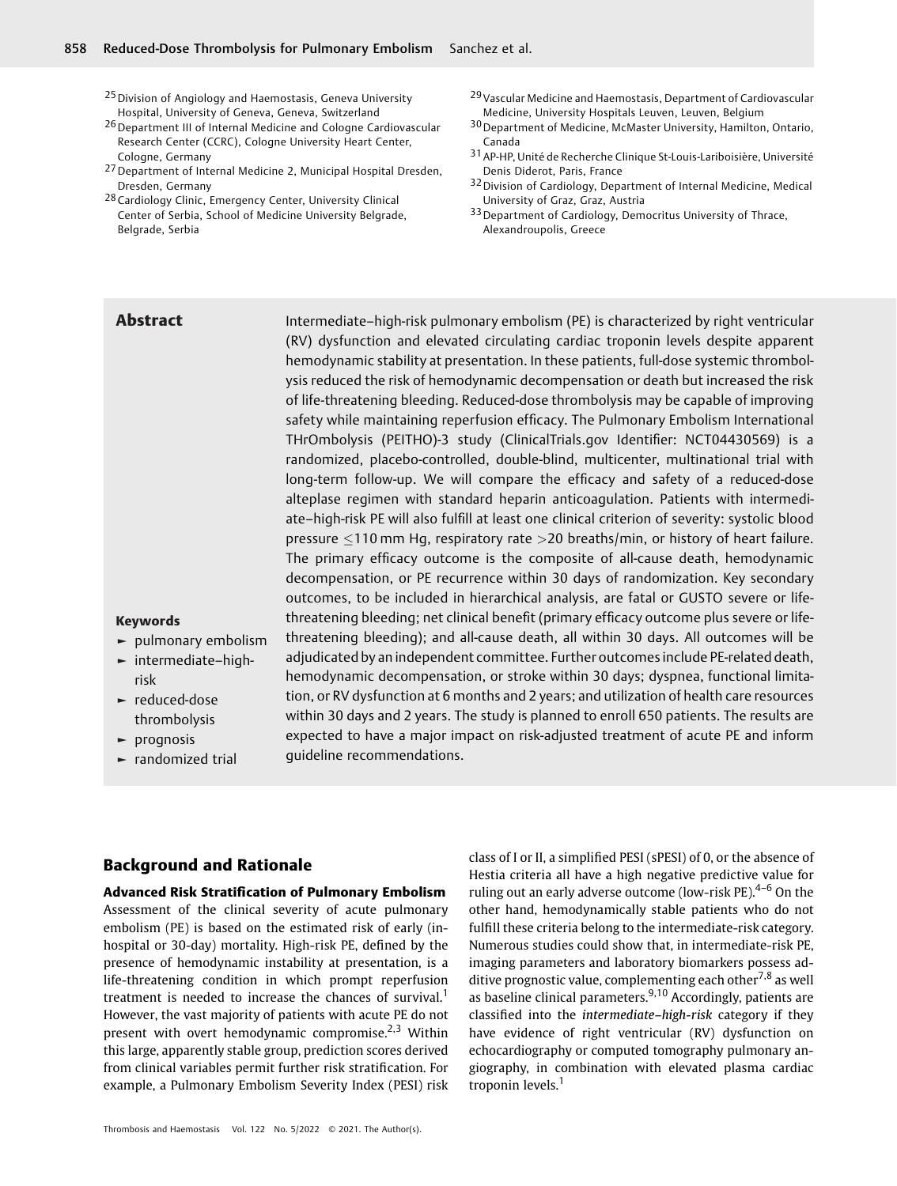[25] Division of Angiology and Haemostasis, Geneva University Hospital, University of Geneva, Geneva, Switzerland
[26] Department III of Internal Medicine and Cologne Cardiovascular Research Center (CCRC), Cologne University Heart Center, Cologne, Germany
[27] Department of Internal Medicine 2, Municipal Hospital Dresden, Dresden, Germany
[28] Cardiology Clinic, Emergency Center, University Clinical Center of Serbia, School of Medicine University Belgrade, Belgrade, Serbia
[29] Vascular Medicine and Haemostasis, Department of Cardiovascular Medicine, University Hospitals Leuven, Leuven, Belgium
[30] Department of Medicine, McMaster University, Hamilton, Ontario, Canada
[31] AP-HP, Unité de Recherche Clinique St-Louis-Lariboisière, Université Denis Diderot, Paris, France
[32] Division of Cardiology, Department of Internal Medicine, Medical University of Graz, Graz, Austria
[33] Department of Cardiology, Democritus University of Thrace, Alexandroupolis, Greece

## Abstract

Intermediate–high-risk pulmonary embolism (PE) is characterized by right ventricular (RV) dysfunction and elevated circulating cardiac troponin levels despite apparent hemodynamic stability at presentation. In these patients, full-dose systemic thrombolysis reduced the risk of hemodynamic decompensation or death but increased the risk of life-threatening bleeding. Reduced-dose thrombolysis may be capable of improving safety while maintaining reperfusion efficacy. The Pulmonary Embolism International THrOmbolysis (PEITHO)-3 study (ClinicalTrials.gov Identifier: NCT04430569) is a randomized, placebo-controlled, double-blind, multicenter, multinational trial with long-term follow-up. We will compare the efficacy and safety of a reduced-dose alteplase regimen with standard heparin anticoagulation. Patients with intermediate–high-risk PE will also fulfill at least one clinical criterion of severity: systolic blood pressure ≤110 mm Hg, respiratory rate >20 breaths/min, or history of heart failure. The primary efficacy outcome is the composite of all-cause death, hemodynamic decompensation, or PE recurrence within 30 days of randomization. Key secondary outcomes, to be included in hierarchical analysis, are fatal or GUSTO severe or life-threatening bleeding; net clinical benefit (primary efficacy outcome plus severe or life-threatening bleeding); and all-cause death, all within 30 days. All outcomes will be adjudicated by an independent committee. Further outcomes include PE-related death, hemodynamic decompensation, or stroke within 30 days; dyspnea, functional limitation, or RV dysfunction at 6 months and 2 years; and utilization of health care resources within 30 days and 2 years. The study is planned to enroll 650 patients. The results are expected to have a major impact on risk-adjusted treatment of acute PE and inform guideline recommendations.

**Keywords**

- pulmonary embolism
- intermediate–high-risk
- reduced-dose thrombolysis
- prognosis
- randomized trial

## Background and Rationale

### Advanced Risk Stratification of Pulmonary Embolism

Assessment of the clinical severity of acute pulmonary embolism (PE) is based on the estimated risk of early (in-hospital or 30-day) mortality. High-risk PE, defined by the presence of hemodynamic instability at presentation, is a life-threatening condition in which prompt reperfusion treatment is needed to increase the chances of survival.[1] However, the vast majority of patients with acute PE do not present with overt hemodynamic compromise.[2,3] Within this large, apparently stable group, prediction scores derived from clinical variables permit further risk stratification. For example, a Pulmonary Embolism Severity Index (PESI) risk class of I or II, a simplified PESI (sPESI) of 0, or the absence of Hestia criteria all have a high negative predictive value for ruling out an early adverse outcome (low-risk PE).[4–6] On the other hand, hemodynamically stable patients who do not fulfill these criteria belong to the intermediate-risk category. Numerous studies could show that, in intermediate-risk PE, imaging parameters and laboratory biomarkers possess additive prognostic value, complementing each other[7,8] as well as baseline clinical parameters.[9,10] Accordingly, patients are classified into the *intermediate–high-risk* category if they have evidence of right ventricular (RV) dysfunction on echocardiography or computed tomography pulmonary angiography, in combination with elevated plasma cardiac troponin levels.[1]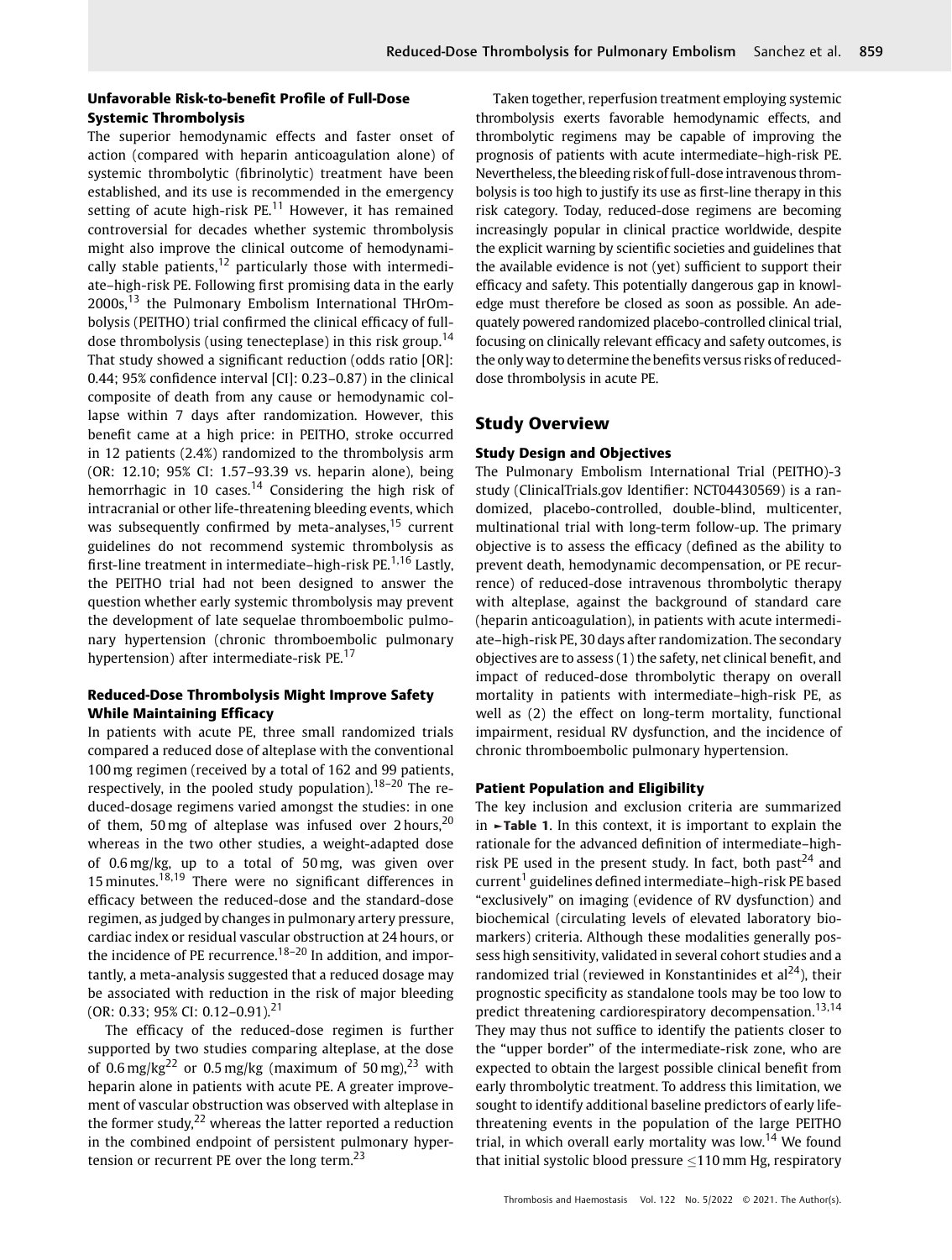### Unfavorable Risk-to-benefit Profile of Full-Dose Systemic Thrombolysis

The superior hemodynamic effects and faster onset of action (compared with heparin anticoagulation alone) of systemic thrombolytic (fibrinolytic) treatment have been established, and its use is recommended in the emergency setting of acute high-risk PE.[11] However, it has remained controversial for decades whether systemic thrombolysis might also improve the clinical outcome of hemodynamically stable patients,[12] particularly those with intermediate–high-risk PE. Following first promising data in the early 2000s,[13] the Pulmonary Embolism International THrOmbolysis (PEITHO) trial confirmed the clinical efficacy of full-dose thrombolysis (using tenecteplase) in this risk group.[14] That study showed a significant reduction (odds ratio [OR]: 0.44; 95% confidence interval [CI]: 0.23–0.87) in the clinical composite of death from any cause or hemodynamic collapse within 7 days after randomization. However, this benefit came at a high price: in PEITHO, stroke occurred in 12 patients (2.4%) randomized to the thrombolysis arm (OR: 12.10; 95% CI: 1.57–93.39 vs. heparin alone), being hemorrhagic in 10 cases.[14] Considering the high risk of intracranial or other life-threatening bleeding events, which was subsequently confirmed by meta-analyses,[15] current guidelines do not recommend systemic thrombolysis as first-line treatment in intermediate–high-risk PE.[1,16] Lastly, the PEITHO trial had not been designed to answer the question whether early systemic thrombolysis may prevent the development of late sequelae thromboembolic pulmonary hypertension (chronic thromboembolic pulmonary hypertension) after intermediate-risk PE.[17]

### Reduced-Dose Thrombolysis Might Improve Safety While Maintaining Efficacy

In patients with acute PE, three small randomized trials compared a reduced dose of alteplase with the conventional 100 mg regimen (received by a total of 162 and 99 patients, respectively, in the pooled study population).[18–20] The reduced-dosage regimens varied amongst the studies: in one of them, 50 mg of alteplase was infused over 2 hours,[20] whereas in the two other studies, a weight-adapted dose of 0.6 mg/kg, up to a total of 50 mg, was given over 15 minutes.[18,19] There were no significant differences in efficacy between the reduced-dose and the standard-dose regimen, as judged by changes in pulmonary artery pressure, cardiac index or residual vascular obstruction at 24 hours, or the incidence of PE recurrence.[18–20] In addition, and importantly, a meta-analysis suggested that a reduced dosage may be associated with reduction in the risk of major bleeding (OR: 0.33; 95% CI: 0.12–0.91).[21]

The efficacy of the reduced-dose regimen is further supported by two studies comparing alteplase, at the dose of 0.6 mg/kg[22] or 0.5 mg/kg (maximum of 50 mg),[23] with heparin alone in patients with acute PE. A greater improvement of vascular obstruction was observed with alteplase in the former study,[22] whereas the latter reported a reduction in the combined endpoint of persistent pulmonary hypertension or recurrent PE over the long term.[23]

Taken together, reperfusion treatment employing systemic thrombolysis exerts favorable hemodynamic effects, and thrombolytic regimens may be capable of improving the prognosis of patients with acute intermediate–high-risk PE. Nevertheless, the bleeding risk of full-dose intravenous thrombolysis is too high to justify its use as first-line therapy in this risk category. Today, reduced-dose regimens are becoming increasingly popular in clinical practice worldwide, despite the explicit warning by scientific societies and guidelines that the available evidence is not (yet) sufficient to support their efficacy and safety. This potentially dangerous gap in knowledge must therefore be closed as soon as possible. An adequately powered randomized placebo-controlled clinical trial, focusing on clinically relevant efficacy and safety outcomes, is the only way to determine the benefits versus risks of reduced-dose thrombolysis in acute PE.

## Study Overview

### Study Design and Objectives

The Pulmonary Embolism International Trial (PEITHO)-3 study (ClinicalTrials.gov Identifier: NCT04430569) is a randomized, placebo-controlled, double-blind, multicenter, multinational trial with long-term follow-up. The primary objective is to assess the efficacy (defined as the ability to prevent death, hemodynamic decompensation, or PE recurrence) of reduced-dose intravenous thrombolytic therapy with alteplase, against the background of standard care (heparin anticoagulation), in patients with acute intermediate–high-risk PE, 30 days after randomization. The secondary objectives are to assess (1) the safety, net clinical benefit, and impact of reduced-dose thrombolytic therapy on overall mortality in patients with intermediate–high-risk PE, as well as (2) the effect on long-term mortality, functional impairment, residual RV dysfunction, and the incidence of chronic thromboembolic pulmonary hypertension.

### Patient Population and Eligibility

The key inclusion and exclusion criteria are summarized in ►Table 1. In this context, it is important to explain the rationale for the advanced definition of intermediate–high-risk PE used in the present study. In fact, both past[24] and current[1] guidelines defined intermediate–high-risk PE based "exclusively" on imaging (evidence of RV dysfunction) and biochemical (circulating levels of elevated laboratory biomarkers) criteria. Although these modalities generally possess high sensitivity, validated in several cohort studies and a randomized trial (reviewed in Konstantinides et al[24]), their prognostic specificity as standalone tools may be too low to predict threatening cardiorespiratory decompensation.[13,14] They may thus not suffice to identify the patients closer to the "upper border" of the intermediate-risk zone, who are expected to obtain the largest possible clinical benefit from early thrombolytic treatment. To address this limitation, we sought to identify additional baseline predictors of early life-threatening events in the population of the large PEITHO trial, in which overall early mortality was low.[14] We found that initial systolic blood pressure ≤110 mm Hg, respiratory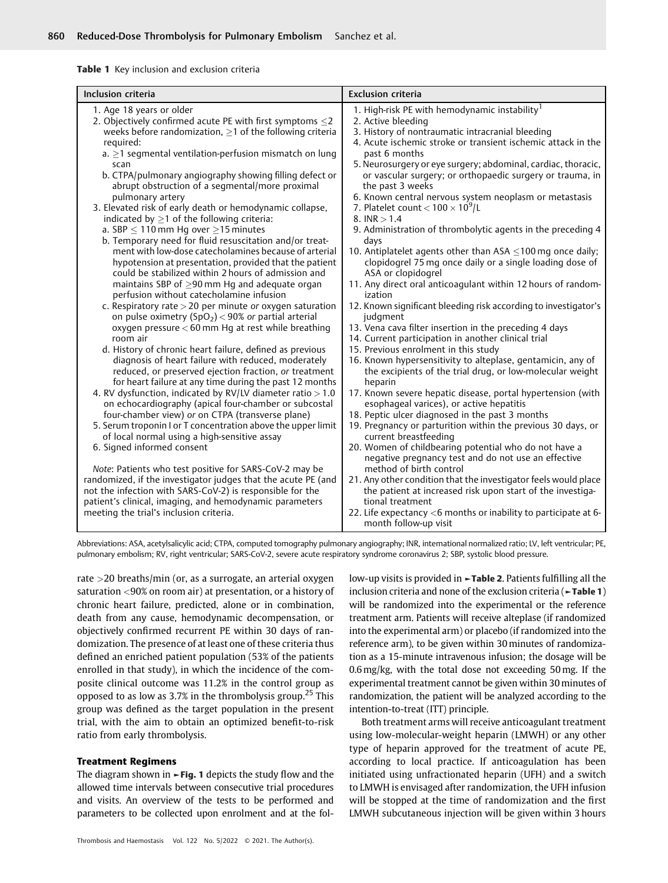**Table 1** Key inclusion and exclusion criteria

| Inclusion criteria | Exclusion criteria |
|---|---|
| 1. Age 18 years or older<br>2. Objectively confirmed acute PE with first symptoms ≤2 weeks before randomization, ≥1 of the following criteria required:<br>a. ≥1 segmental ventilation-perfusion mismatch on lung scan<br>b. CTPA/pulmonary angiography showing filling defect or abrupt obstruction of a segmental/more proximal pulmonary artery<br>3. Elevated risk of early death or hemodynamic collapse, indicated by ≥1 of the following criteria:<br>a. SBP ≤ 110 mm Hg over ≥15 minutes<br>b. Temporary need for fluid resuscitation and/or treatment with low-dose catecholamines because of arterial hypotension at presentation, provided that the patient could be stabilized within 2 hours of admission and maintains SBP of ≥90 mm Hg and adequate organ perfusion without catecholamine infusion<br>c. Respiratory rate > 20 per minute *or* oxygen saturation on pulse oximetry ($SpO_2$) < 90% *or* partial arterial oxygen pressure < 60 mm Hg at rest while breathing room air<br>d. History of chronic heart failure, defined as previous diagnosis of heart failure with reduced, moderately reduced, or preserved ejection fraction, *or* treatment for heart failure at any time during the past 12 months<br>4. RV dysfunction, indicated by RV/LV diameter ratio > 1.0 on echocardiography (apical four-chamber or subcostal four-chamber view) *or* on CTPA (transverse plane)<br>5. Serum troponin I or T concentration above the upper limit of local normal using a high-sensitive assay<br>6. Signed informed consent<br><br>*Note*: Patients who test positive for SARS-CoV-2 may be randomized, if the investigator judges that the acute PE (and not the infection with SARS-CoV-2) is responsible for the patient's clinical, imaging, and hemodynamic parameters meeting the trial's inclusion criteria. | 1. High-risk PE with hemodynamic instability[1]<br>2. Active bleeding<br>3. History of nontraumatic intracranial bleeding<br>4. Acute ischemic stroke or transient ischemic attack in the past 6 months<br>5. Neurosurgery or eye surgery; abdominal, cardiac, thoracic, or vascular surgery; or orthopaedic surgery or trauma, in the past 3 weeks<br>6. Known central nervous system neoplasm or metastasis<br>7. Platelet count < $100 \times 10^9$/L<br>8. INR > 1.4<br>9. Administration of thrombolytic agents in the preceding 4 days<br>10. Antiplatelet agents other than ASA ≤100 mg once daily; clopidogrel 75 mg once daily or a single loading dose of ASA or clopidogrel<br>11. Any direct oral anticoagulant within 12 hours of randomization<br>12. Known significant bleeding risk according to investigator's judgment<br>13. Vena cava filter insertion in the preceding 4 days<br>14. Current participation in another clinical trial<br>15. Previous enrolment in this study<br>16. Known hypersensitivity to alteplase, gentamicin, any of the excipients of the trial drug, or low-molecular weight heparin<br>17. Known severe hepatic disease, portal hypertension (with esophageal varices), or active hepatitis<br>18. Peptic ulcer diagnosed in the past 3 months<br>19. Pregnancy or parturition within the previous 30 days, or current breastfeeding<br>20. Women of childbearing potential who do not have a negative pregnancy test and do not use an effective method of birth control<br>21. Any other condition that the investigator feels would place the patient at increased risk upon start of the investigational treatment<br>22. Life expectancy <6 months or inability to participate at 6-month follow-up visit |

Abbreviations: ASA, acetylsalicylic acid; CTPA, computed tomography pulmonary angiography; INR, international normalized ratio; LV, left ventricular; PE, pulmonary embolism; RV, right ventricular; SARS-CoV-2, severe acute respiratory syndrome coronavirus 2; SBP, systolic blood pressure.

rate >20 breaths/min (or, as a surrogate, an arterial oxygen saturation <90% on room air) at presentation, or a history of chronic heart failure, predicted, alone or in combination, death from any cause, hemodynamic decompensation, or objectively confirmed recurrent PE within 30 days of randomization. The presence of at least one of these criteria thus defined an enriched patient population (53% of the patients enrolled in that study), in which the incidence of the composite clinical outcome was 11.2% in the control group as opposed to as low as 3.7% in the thrombolysis group.[25] This group was defined as the target population in the present trial, with the aim to obtain an optimized benefit-to-risk ratio from early thrombolysis.

### Treatment Regimens

The diagram shown in ►**Fig. 1** depicts the study flow and the allowed time intervals between consecutive trial procedures and visits. An overview of the tests to be performed and parameters to be collected upon enrolment and at the follow-up visits is provided in ►**Table 2**. Patients fulfilling all the inclusion criteria and none of the exclusion criteria (►**Table 1**) will be randomized into the experimental or the reference treatment arm. Patients will receive alteplase (if randomized into the experimental arm) or placebo (if randomized into the reference arm), to be given within 30 minutes of randomization as a 15-minute intravenous infusion; the dosage will be 0.6 mg/kg, with the total dose not exceeding 50 mg. If the experimental treatment cannot be given within 30 minutes of randomization, the patient will be analyzed according to the intention-to-treat (ITT) principle.

Both treatment arms will receive anticoagulant treatment using low-molecular-weight heparin (LMWH) or any other type of heparin approved for the treatment of acute PE, according to local practice. If anticoagulation has been initiated using unfractionated heparin (UFH) and a switch to LMWH is envisaged after randomization, the UFH infusion will be stopped at the time of randomization and the first LMWH subcutaneous injection will be given within 3 hours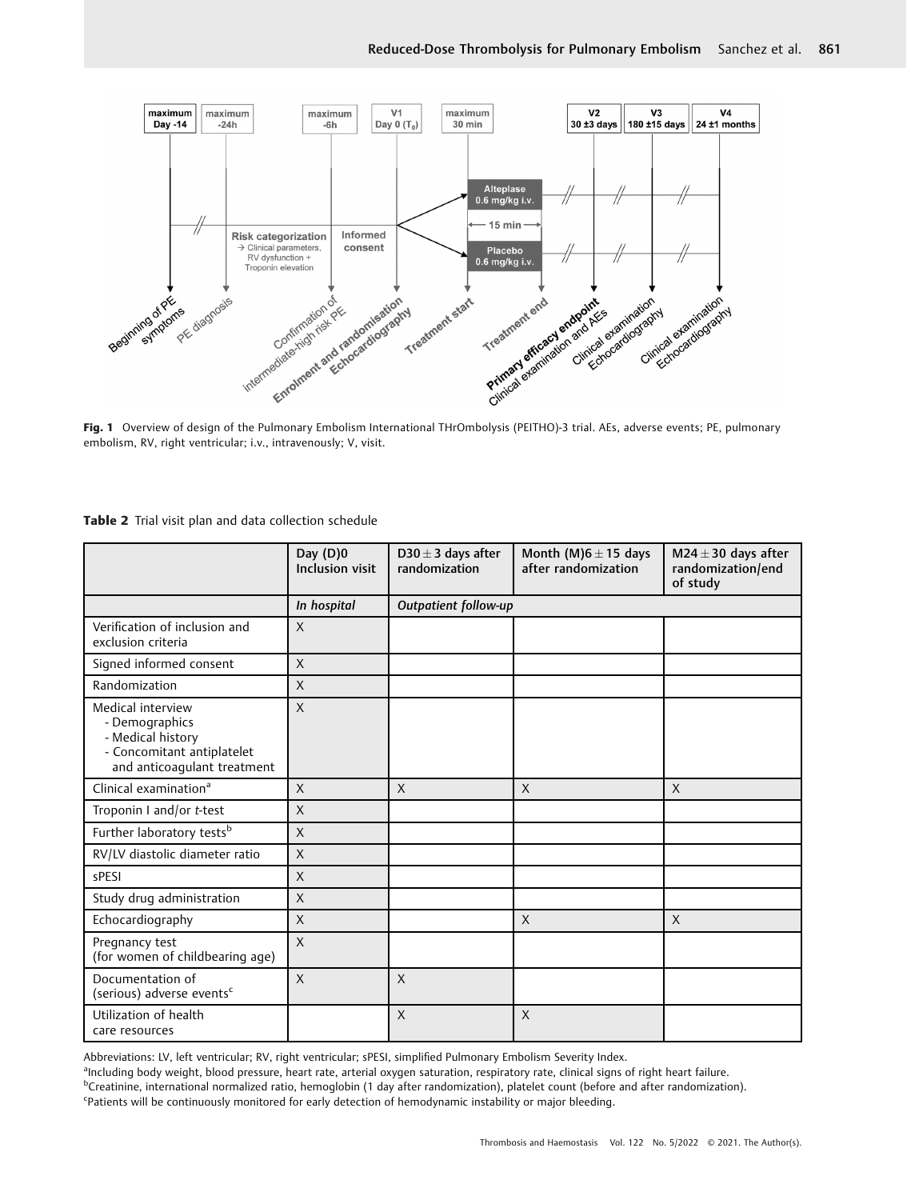**Fig. 1** Overview of design of the Pulmonary Embolism International THrOmbolysis (PEITHO)-3 trial. AEs, adverse events; PE, pulmonary embolism, RV, right ventricular; i.v., intravenously; V, visit.

**Table 2** Trial visit plan and data collection schedule

| | Day (D)0 Inclusion visit | D30 ± 3 days after randomization | Month (M)6 ± 15 days after randomization | M24 ± 30 days after randomization/end of study |
|---|---|---|---|---|
| | *In hospital* | *Outpatient follow-up* | | |
| Verification of inclusion and exclusion criteria | X | | | |
| Signed informed consent | X | | | |
| Randomization | X | | | |
| Medical interview<br>- Demographics<br>- Medical history<br>- Concomitant antiplatelet and anticoagulant treatment | X | | | |
| Clinical examination[a] | X | X | X | X |
| Troponin I and/or *t*-test | X | | | |
| Further laboratory tests[b] | X | | | |
| RV/LV diastolic diameter ratio | X | | | |
| sPESI | X | | | |
| Study drug administration | X | | | |
| Echocardiography | X | | X | X |
| Pregnancy test (for women of childbearing age) | X | | | |
| Documentation of (serious) adverse events[c] | X | X | | |
| Utilization of health care resources | | X | X | |

Abbreviations: LV, left ventricular; RV, right ventricular; sPESI, simplified Pulmonary Embolism Severity Index.
[a]Including body weight, blood pressure, heart rate, arterial oxygen saturation, respiratory rate, clinical signs of right heart failure.
[b]Creatinine, international normalized ratio, hemoglobin (1 day after randomization), platelet count (before and after randomization).
[c]Patients will be continuously monitored for early detection of hemodynamic instability or major bleeding.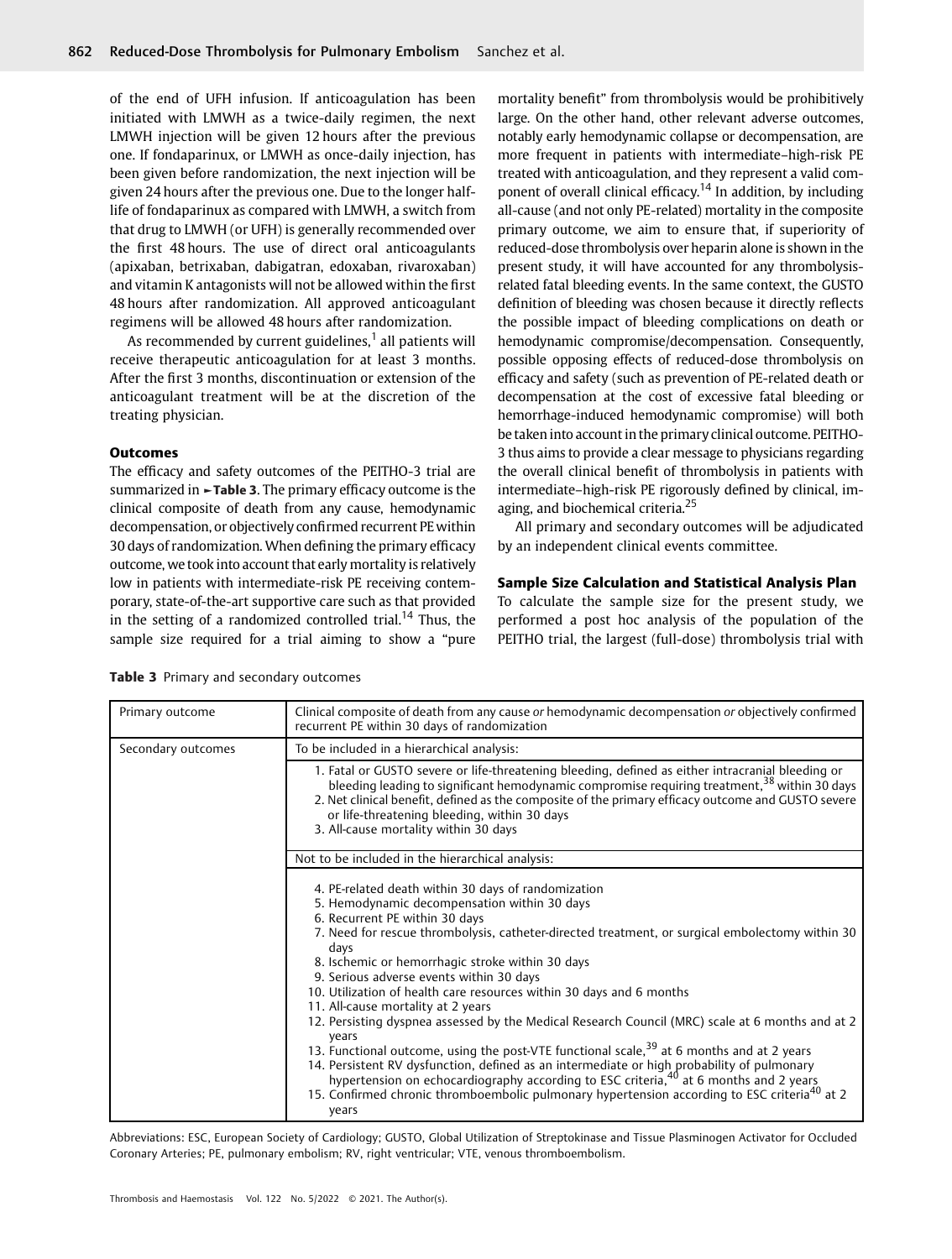of the end of UFH infusion. If anticoagulation has been initiated with LMWH as a twice-daily regimen, the next LMWH injection will be given 12 hours after the previous one. If fondaparinux, or LMWH as once-daily injection, has been given before randomization, the next injection will be given 24 hours after the previous one. Due to the longer half-life of fondaparinux as compared with LMWH, a switch from that drug to LMWH (or UFH) is generally recommended over the first 48 hours. The use of direct oral anticoagulants (apixaban, betrixaban, dabigatran, edoxaban, rivaroxaban) and vitamin K antagonists will not be allowed within the first 48 hours after randomization. All approved anticoagulant regimens will be allowed 48 hours after randomization.

As recommended by current guidelines,[1] all patients will receive therapeutic anticoagulation for at least 3 months. After the first 3 months, discontinuation or extension of the anticoagulant treatment will be at the discretion of the treating physician.

### Outcomes

The efficacy and safety outcomes of the PEITHO-3 trial are summarized in ►Table 3. The primary efficacy outcome is the clinical composite of death from any cause, hemodynamic decompensation, or objectively confirmed recurrent PE within 30 days of randomization. When defining the primary efficacy outcome, we took into account that early mortality is relatively low in patients with intermediate-risk PE receiving contemporary, state-of-the-art supportive care such as that provided in the setting of a randomized controlled trial.[14] Thus, the sample size required for a trial aiming to show a "pure mortality benefit" from thrombolysis would be prohibitively large. On the other hand, other relevant adverse outcomes, notably early hemodynamic collapse or decompensation, are more frequent in patients with intermediate–high-risk PE treated with anticoagulation, and they represent a valid component of overall clinical efficacy.[14] In addition, by including all-cause (and not only PE-related) mortality in the composite primary outcome, we aim to ensure that, if superiority of reduced-dose thrombolysis over heparin alone is shown in the present study, it will have accounted for any thrombolysis-related fatal bleeding events. In the same context, the GUSTO definition of bleeding was chosen because it directly reflects the possible impact of bleeding complications on death or hemodynamic compromise/decompensation. Consequently, possible opposing effects of reduced-dose thrombolysis on efficacy and safety (such as prevention of PE-related death or decompensation at the cost of excessive fatal bleeding or hemorrhage-induced hemodynamic compromise) will both be taken into account in the primary clinical outcome. PEITHO-3 thus aims to provide a clear message to physicians regarding the overall clinical benefit of thrombolysis in patients with intermediate–high-risk PE rigorously defined by clinical, imaging, and biochemical criteria.[25]

All primary and secondary outcomes will be adjudicated by an independent clinical events committee.

### Sample Size Calculation and Statistical Analysis Plan

To calculate the sample size for the present study, we performed a post hoc analysis of the population of the PEITHO trial, the largest (full-dose) thrombolysis trial with

**Table 3** Primary and secondary outcomes

| Primary outcome | Clinical composite of death from any cause *or* hemodynamic decompensation *or* objectively confirmed recurrent PE within 30 days of randomization |
|---|---|
| Secondary outcomes | To be included in a hierarchical analysis: |
| | 1. Fatal or GUSTO severe or life-threatening bleeding, defined as either intracranial bleeding or bleeding leading to significant hemodynamic compromise requiring treatment,[38] within 30 days<br>2. Net clinical benefit, defined as the composite of the primary efficacy outcome and GUSTO severe or life-threatening bleeding, within 30 days<br>3. All-cause mortality within 30 days |
| | Not to be included in the hierarchical analysis: |
| | 4. PE-related death within 30 days of randomization<br>5. Hemodynamic decompensation within 30 days<br>6. Recurrent PE within 30 days<br>7. Need for rescue thrombolysis, catheter-directed treatment, or surgical embolectomy within 30 days<br>8. Ischemic or hemorrhagic stroke within 30 days<br>9. Serious adverse events within 30 days<br>10. Utilization of health care resources within 30 days and 6 months<br>11. All-cause mortality at 2 years<br>12. Persisting dyspnea assessed by the Medical Research Council (MRC) scale at 6 months and at 2 years<br>13. Functional outcome, using the post-VTE functional scale,[39] at 6 months and at 2 years<br>14. Persistent RV dysfunction, defined as an intermediate or high probability of pulmonary hypertension on echocardiography according to ESC criteria,[40] at 6 months and 2 years<br>15. Confirmed chronic thromboembolic pulmonary hypertension according to ESC criteria[40] at 2 years |

Abbreviations: ESC, European Society of Cardiology; GUSTO, Global Utilization of Streptokinase and Tissue Plasminogen Activator for Occluded Coronary Arteries; PE, pulmonary embolism; RV, right ventricular; VTE, venous thromboembolism.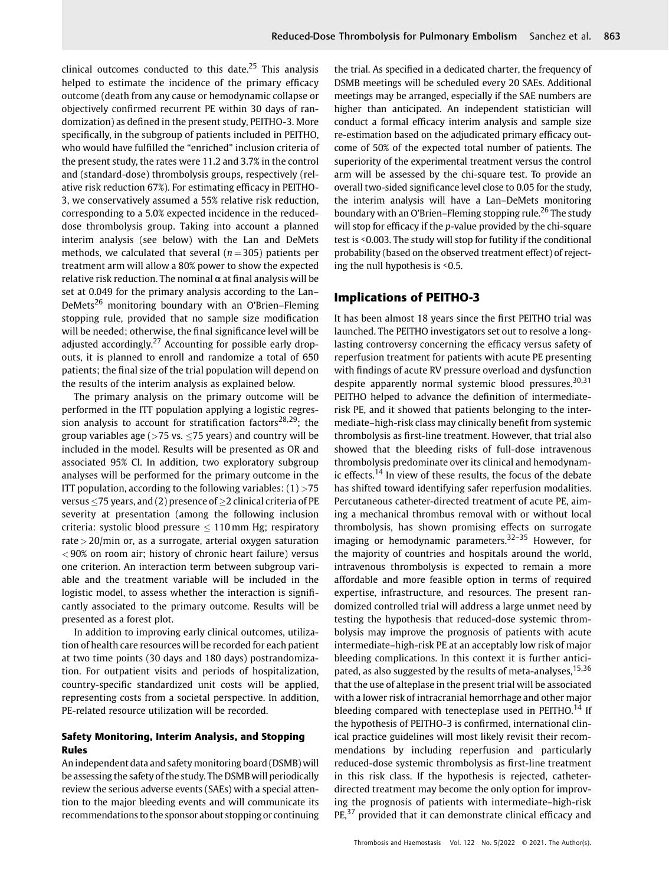clinical outcomes conducted to this date.[25] This analysis helped to estimate the incidence of the primary efficacy outcome (death from any cause or hemodynamic collapse or objectively confirmed recurrent PE within 30 days of randomization) as defined in the present study, PEITHO-3. More specifically, in the subgroup of patients included in PEITHO, who would have fulfilled the "enriched" inclusion criteria of the present study, the rates were 11.2 and 3.7% in the control and (standard-dose) thrombolysis groups, respectively (relative risk reduction 67%). For estimating efficacy in PEITHO-3, we conservatively assumed a 55% relative risk reduction, corresponding to a 5.0% expected incidence in the reduced-dose thrombolysis group. Taking into account a planned interim analysis (see below) with the Lan and DeMets methods, we calculated that several ($n = 305$) patients per treatment arm will allow a 80% power to show the expected relative risk reduction. The nominal α at final analysis will be set at 0.049 for the primary analysis according to the Lan–DeMets[26] monitoring boundary with an O'Brien–Fleming stopping rule, provided that no sample size modification will be needed; otherwise, the final significance level will be adjusted accordingly.[27] Accounting for possible early dropouts, it is planned to enroll and randomize a total of 650 patients; the final size of the trial population will depend on the results of the interim analysis as explained below.

The primary analysis on the primary outcome will be performed in the ITT population applying a logistic regression analysis to account for stratification factors[28,29]; the group variables age (>75 vs. ≤75 years) and country will be included in the model. Results will be presented as OR and associated 95% CI. In addition, two exploratory subgroup analyses will be performed for the primary outcome in the ITT population, according to the following variables: (1) >75 versus ≤75 years, and (2) presence of ≥2 clinical criteria of PE severity at presentation (among the following inclusion criteria: systolic blood pressure ≤ 110 mm Hg; respiratory rate > 20/min or, as a surrogate, arterial oxygen saturation < 90% on room air; history of chronic heart failure) versus one criterion. An interaction term between subgroup variable and the treatment variable will be included in the logistic model, to assess whether the interaction is significantly associated to the primary outcome. Results will be presented as a forest plot.

In addition to improving early clinical outcomes, utilization of health care resources will be recorded for each patient at two time points (30 days and 180 days) postrandomization. For outpatient visits and periods of hospitalization, country-specific standardized unit costs will be applied, representing costs from a societal perspective. In addition, PE-related resource utilization will be recorded.

### Safety Monitoring, Interim Analysis, and Stopping Rules

An independent data and safety monitoring board (DSMB) will be assessing the safety of the study. The DSMB will periodically review the serious adverse events (SAEs) with a special attention to the major bleeding events and will communicate its recommendations to the sponsor about stopping or continuing the trial. As specified in a dedicated charter, the frequency of DSMB meetings will be scheduled every 20 SAEs. Additional meetings may be arranged, especially if the SAE numbers are higher than anticipated. An independent statistician will conduct a formal efficacy interim analysis and sample size re-estimation based on the adjudicated primary efficacy outcome of 50% of the expected total number of patients. The superiority of the experimental treatment versus the control arm will be assessed by the chi-square test. To provide an overall two-sided significance level close to 0.05 for the study, the interim analysis will have a Lan–DeMets monitoring boundary with an O'Brien–Fleming stopping rule.[26] The study will stop for efficacy if the p-value provided by the chi-square test is <0.003. The study will stop for futility if the conditional probability (based on the observed treatment effect) of rejecting the null hypothesis is <0.5.

## Implications of PEITHO-3

It has been almost 18 years since the first PEITHO trial was launched. The PEITHO investigators set out to resolve a long-lasting controversy concerning the efficacy versus safety of reperfusion treatment for patients with acute PE presenting with findings of acute RV pressure overload and dysfunction despite apparently normal systemic blood pressures.[30,31] PEITHO helped to advance the definition of intermediate-risk PE, and it showed that patients belonging to the intermediate–high-risk class may clinically benefit from systemic thrombolysis as first-line treatment. However, that trial also showed that the bleeding risks of full-dose intravenous thrombolysis predominate over its clinical and hemodynamic effects.[14] In view of these results, the focus of the debate has shifted toward identifying safer reperfusion modalities. Percutaneous catheter-directed treatment of acute PE, aiming a mechanical thrombus removal with or without local thrombolysis, has shown promising effects on surrogate imaging or hemodynamic parameters.[32–35] However, for the majority of countries and hospitals around the world, intravenous thrombolysis is expected to remain a more affordable and more feasible option in terms of required expertise, infrastructure, and resources. The present randomized controlled trial will address a large unmet need by testing the hypothesis that reduced-dose systemic thrombolysis may improve the prognosis of patients with acute intermediate–high-risk PE at an acceptably low risk of major bleeding complications. In this context it is further anticipated, as also suggested by the results of meta-analyses,[15,36] that the use of alteplase in the present trial will be associated with a lower risk of intracranial hemorrhage and other major bleeding compared with tenecteplase used in PEITHO.[14] If the hypothesis of PEITHO-3 is confirmed, international clinical practice guidelines will most likely revisit their recommendations by including reperfusion and particularly reduced-dose systemic thrombolysis as first-line treatment in this risk class. If the hypothesis is rejected, catheter-directed treatment may become the only option for improving the prognosis of patients with intermediate–high-risk PE,[37] provided that it can demonstrate clinical efficacy and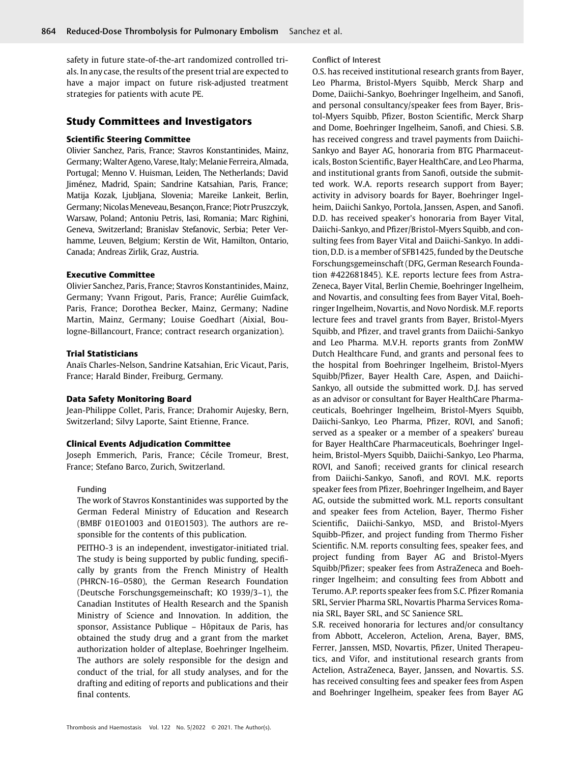safety in future state-of-the-art randomized controlled trials. In any case, the results of the present trial are expected to have a major impact on future risk-adjusted treatment strategies for patients with acute PE.

## Study Committees and Investigators

### Scientific Steering Committee

Olivier Sanchez, Paris, France; Stavros Konstantinides, Mainz, Germany; Walter Ageno, Varese, Italy; Melanie Ferreira, Almada, Portugal; Menno V. Huisman, Leiden, The Netherlands; David Jiménez, Madrid, Spain; Sandrine Katsahian, Paris, France; Matija Kozak, Ljubljana, Slovenia; Mareike Lankeit, Berlin, Germany; Nicolas Meneveau, Besançon, France; Piotr Pruszczyk, Warsaw, Poland; Antoniu Petris, Iasi, Romania; Marc Righini, Geneva, Switzerland; Branislav Stefanovic, Serbia; Peter Verhamme, Leuven, Belgium; Kerstin de Wit, Hamilton, Ontario, Canada; Andreas Zirlik, Graz, Austria.

### Executive Committee

Olivier Sanchez, Paris, France; Stavros Konstantinides, Mainz, Germany; Yvann Frigout, Paris, France; Aurélie Guimfack, Paris, France; Dorothea Becker, Mainz, Germany; Nadine Martin, Mainz, Germany; Louise Goedhart (Aixial, Boulogne-Billancourt, France; contract research organization).

### Trial Statisticians

Anaïs Charles-Nelson, Sandrine Katsahian, Eric Vicaut, Paris, France; Harald Binder, Freiburg, Germany.

### Data Safety Monitoring Board

Jean-Philippe Collet, Paris, France; Drahomir Aujesky, Bern, Switzerland; Silvy Laporte, Saint Etienne, France.

### Clinical Events Adjudication Committee

Joseph Emmerich, Paris, France; Cécile Tromeur, Brest, France; Stefano Barco, Zurich, Switzerland.

#### Funding

The work of Stavros Konstantinides was supported by the German Federal Ministry of Education and Research (BMBF 01EO1003 and 01EO1503). The authors are responsible for the contents of this publication.

PEITHO-3 is an independent, investigator-initiated trial. The study is being supported by public funding, specifically by grants from the French Ministry of Health (PHRCN-16–0580), the German Research Foundation (Deutsche Forschungsgemeinschaft; KO 1939/3–1), the Canadian Institutes of Health Research and the Spanish Ministry of Science and Innovation. In addition, the sponsor, Assistance Publique – Hôpitaux de Paris, has obtained the study drug and a grant from the market authorization holder of alteplase, Boehringer Ingelheim. The authors are solely responsible for the design and conduct of the trial, for all study analyses, and for the drafting and editing of reports and publications and their final contents.

#### Conflict of Interest

O.S. has received institutional research grants from Bayer, Leo Pharma, Bristol-Myers Squibb, Merck Sharp and Dome, Daiichi-Sankyo, Boehringer Ingelheim, and Sanofi, and personal consultancy/speaker fees from Bayer, Bristol-Myers Squibb, Pfizer, Boston Scientific, Merck Sharp and Dome, Boehringer Ingelheim, Sanofi, and Chiesi. S.B. has received congress and travel payments from Daiichi-Sankyo and Bayer AG, honoraria from BTG Pharmaceuticals, Boston Scientific, Bayer HealthCare, and Leo Pharma, and institutional grants from Sanofi, outside the submitted work. W.A. reports research support from Bayer; activity in advisory boards for Bayer, Boehringer Ingelheim, Daiichi Sankyo, Portola, Janssen, Aspen, and Sanofi. D.D. has received speaker's honoraria from Bayer Vital, Daiichi-Sankyo, and Pfizer/Bristol-Myers Squibb, and consulting fees from Bayer Vital and Daiichi-Sankyo. In addition, D.D. is a member of SFB1425, funded by the Deutsche Forschungsgemeinschaft (DFG, German Research Foundation #422681845). K.E. reports lecture fees from AstraZeneca, Bayer Vital, Berlin Chemie, Boehringer Ingelheim, and Novartis, and consulting fees from Bayer Vital, Boehringer Ingelheim, Novartis, and Novo Nordisk. M.F. reports lecture fees and travel grants from Bayer, Bristol-Myers Squibb, and Pfizer, and travel grants from Daiichi-Sankyo and Leo Pharma. M.V.H. reports grants from ZonMW Dutch Healthcare Fund, and grants and personal fees to the hospital from Boehringer Ingelheim, Bristol-Myers Squibb/Pfizer, Bayer Health Care, Aspen, and Daiichi-Sankyo, all outside the submitted work. D.J. has served as an advisor or consultant for Bayer HealthCare Pharmaceuticals, Boehringer Ingelheim, Bristol-Myers Squibb, Daiichi-Sankyo, Leo Pharma, Pfizer, ROVI, and Sanofi; served as a speaker or a member of a speakers' bureau for Bayer HealthCare Pharmaceuticals, Boehringer Ingelheim, Bristol-Myers Squibb, Daiichi-Sankyo, Leo Pharma, ROVI, and Sanofi; received grants for clinical research from Daiichi-Sankyo, Sanofi, and ROVI. M.K. reports speaker fees from Pfizer, Boehringer Ingelheim, and Bayer AG, outside the submitted work. M.L. reports consultant and speaker fees from Actelion, Bayer, Thermo Fisher Scientific, Daiichi-Sankyo, MSD, and Bristol-Myers Squibb-Pfizer, and project funding from Thermo Fisher Scientific. N.M. reports consulting fees, speaker fees, and project funding from Bayer AG and Bristol-Myers Squibb/Pfizer; speaker fees from AstraZeneca and Boehringer Ingelheim; and consulting fees from Abbott and Terumo. A.P. reports speaker fees from S.C. Pfizer Romania SRL, Servier Pharma SRL, Novartis Pharma Services Romania SRL, Bayer SRL, and SC Sanience SRL.

S.R. received honoraria for lectures and/or consultancy from Abbott, Acceleron, Actelion, Arena, Bayer, BMS, Ferrer, Janssen, MSD, Novartis, Pfizer, United Therapeutics, and Vifor, and institutional research grants from Actelion, AstraZeneca, Bayer, Janssen, and Novartis. S.S. has received consulting fees and speaker fees from Aspen and Boehringer Ingelheim, speaker fees from Bayer AG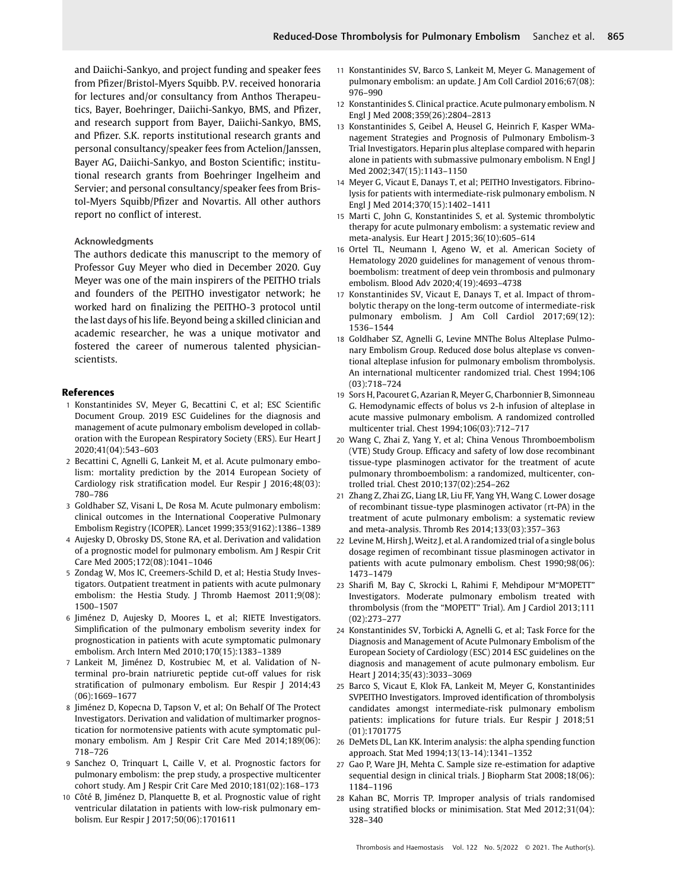and Daiichi-Sankyo, and project funding and speaker fees from Pfizer/Bristol-Myers Squibb. P.V. received honoraria for lectures and/or consultancy from Anthos Therapeutics, Bayer, Boehringer, Daiichi-Sankyo, BMS, and Pfizer, and research support from Bayer, Daiichi-Sankyo, BMS, and Pfizer. S.K. reports institutional research grants and personal consultancy/speaker fees from Actelion/Janssen, Bayer AG, Daiichi-Sankyo, and Boston Scientific; institutional research grants from Boehringer Ingelheim and Servier; and personal consultancy/speaker fees from Bristol-Myers Squibb/Pfizer and Novartis. All other authors report no conflict of interest.

#### Acknowledgments

The authors dedicate this manuscript to the memory of Professor Guy Meyer who died in December 2020. Guy Meyer was one of the main inspirers of the PEITHO trials and founders of the PEITHO investigator network; he worked hard on finalizing the PEITHO-3 protocol until the last days of his life. Beyond being a skilled clinician and academic researcher, he was a unique motivator and fostered the career of numerous talented physician-scientists.

## References

1. Konstantinides SV, Meyer G, Becattini C, et al; ESC Scientific Document Group. 2019 ESC Guidelines for the diagnosis and management of acute pulmonary embolism developed in collaboration with the European Respiratory Society (ERS). Eur Heart J 2020;41(04):543–603
2. Becattini C, Agnelli G, Lankeit M, et al. Acute pulmonary embolism: mortality prediction by the 2014 European Society of Cardiology risk stratification model. Eur Respir J 2016;48(03): 780–786
3. Goldhaber SZ, Visani L, De Rosa M. Acute pulmonary embolism: clinical outcomes in the International Cooperative Pulmonary Embolism Registry (ICOPER). Lancet 1999;353(9162):1386–1389
4. Aujesky D, Obrosky DS, Stone RA, et al. Derivation and validation of a prognostic model for pulmonary embolism. Am J Respir Crit Care Med 2005;172(08):1041–1046
5. Zondag W, Mos IC, Creemers-Schild D, et al; Hestia Study Investigators. Outpatient treatment in patients with acute pulmonary embolism: the Hestia Study. J Thromb Haemost 2011;9(08): 1500–1507
6. Jiménez D, Aujesky D, Moores L, et al; RIETE Investigators. Simplification of the pulmonary embolism severity index for prognostication in patients with acute symptomatic pulmonary embolism. Arch Intern Med 2010;170(15):1383–1389
7. Lankeit M, Jiménez D, Kostrubiec M, et al. Validation of N-terminal pro-brain natriuretic peptide cut-off values for risk stratification of pulmonary embolism. Eur Respir J 2014;43 (06):1669–1677
8. Jiménez D, Kopecna D, Tapson V, et al; On Behalf Of The Protect Investigators. Derivation and validation of multimarker prognostication for normotensive patients with acute symptomatic pulmonary embolism. Am J Respir Crit Care Med 2014;189(06): 718–726
9. Sanchez O, Trinquart L, Caille V, et al. Prognostic factors for pulmonary embolism: the prep study, a prospective multicenter cohort study. Am J Respir Crit Care Med 2010;181(02):168–173
10. Côté B, Jiménez D, Planquette B, et al. Prognostic value of right ventricular dilatation in patients with low-risk pulmonary embolism. Eur Respir J 2017;50(06):1701611
11. Konstantinides SV, Barco S, Lankeit M, Meyer G. Management of pulmonary embolism: an update. J Am Coll Cardiol 2016;67(08): 976–990
12. Konstantinides S. Clinical practice. Acute pulmonary embolism. N Engl J Med 2008;359(26):2804–2813
13. Konstantinides S, Geibel A, Heusel G, Heinrich F, Kasper WManagement Strategies and Prognosis of Pulmonary Embolism-3 Trial Investigators. Heparin plus alteplase compared with heparin alone in patients with submassive pulmonary embolism. N Engl J Med 2002;347(15):1143–1150
14. Meyer G, Vicaut E, Danays T, et al; PEITHO Investigators. Fibrinolysis for patients with intermediate-risk pulmonary embolism. N Engl J Med 2014;370(15):1402–1411
15. Marti C, John G, Konstantinides S, et al. Systemic thrombolytic therapy for acute pulmonary embolism: a systematic review and meta-analysis. Eur Heart J 2015;36(10):605–614
16. Ortel TL, Neumann I, Ageno W, et al. American Society of Hematology 2020 guidelines for management of venous thromboembolism: treatment of deep vein thrombosis and pulmonary embolism. Blood Adv 2020;4(19):4693–4738
17. Konstantinides SV, Vicaut E, Danays T, et al. Impact of thrombolytic therapy on the long-term outcome of intermediate-risk pulmonary embolism. J Am Coll Cardiol 2017;69(12): 1536–1544
18. Goldhaber SZ, Agnelli G, Levine MNThe Bolus Alteplase Pulmonary Embolism Group. Reduced dose bolus alteplase vs conventional alteplase infusion for pulmonary embolism thrombolysis. An international multicenter randomized trial. Chest 1994;106 (03):718–724
19. Sors H, Pacouret G, Azarian R, Meyer G, Charbonnier B, Simonneau G. Hemodynamic effects of bolus vs 2-h infusion of alteplase in acute massive pulmonary embolism. A randomized controlled multicenter trial. Chest 1994;106(03):712–717
20. Wang C, Zhai Z, Yang Y, et al; China Venous Thromboembolism (VTE) Study Group. Efficacy and safety of low dose recombinant tissue-type plasminogen activator for the treatment of acute pulmonary thromboembolism: a randomized, multicenter, controlled trial. Chest 2010;137(02):254–262
21. Zhang Z, Zhai ZG, Liang LR, Liu FF, Yang YH, Wang C. Lower dosage of recombinant tissue-type plasminogen activator (rt-PA) in the treatment of acute pulmonary embolism: a systematic review and meta-analysis. Thromb Res 2014;133(03):357–363
22. Levine M, Hirsh J, Weitz J, et al. A randomized trial of a single bolus dosage regimen of recombinant tissue plasminogen activator in patients with acute pulmonary embolism. Chest 1990;98(06): 1473–1479
23. Sharifi M, Bay C, Skrocki L, Rahimi F, Mehdipour M"MOPETT" Investigators. Moderate pulmonary embolism treated with thrombolysis (from the "MOPETT" Trial). Am J Cardiol 2013;111 (02):273–277
24. Konstantinides SV, Torbicki A, Agnelli G, et al; Task Force for the Diagnosis and Management of Acute Pulmonary Embolism of the European Society of Cardiology (ESC) 2014 ESC guidelines on the diagnosis and management of acute pulmonary embolism. Eur Heart J 2014;35(43):3033–3069
25. Barco S, Vicaut E, Klok FA, Lankeit M, Meyer G, Konstantinides SVPEITHO Investigators. Improved identification of thrombolysis candidates amongst intermediate-risk pulmonary embolism patients: implications for future trials. Eur Respir J 2018;51 (01):1701775
26. DeMets DL, Lan KK. Interim analysis: the alpha spending function approach. Stat Med 1994;13(13-14):1341–1352
27. Gao P, Ware JH, Mehta C. Sample size re-estimation for adaptive sequential design in clinical trials. J Biopharm Stat 2008;18(06): 1184–1196
28. Kahan BC, Morris TP. Improper analysis of trials randomised using stratified blocks or minimisation. Stat Med 2012;31(04): 328–340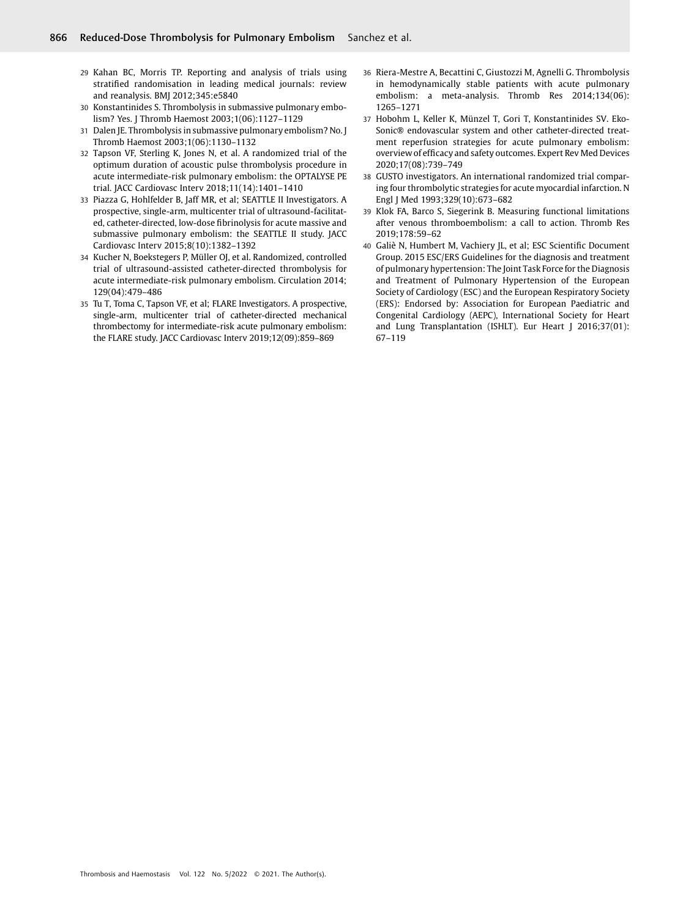29 Kahan BC, Morris TP. Reporting and analysis of trials using stratified randomisation in leading medical journals: review and reanalysis. BMJ 2012;345:e5840

30 Konstantinides S. Thrombolysis in submassive pulmonary embolism? Yes. J Thromb Haemost 2003;1(06):1127–1129

31 Dalen JE. Thrombolysis in submassive pulmonary embolism? No. J Thromb Haemost 2003;1(06):1130–1132

32 Tapson VF, Sterling K, Jones N, et al. A randomized trial of the optimum duration of acoustic pulse thrombolysis procedure in acute intermediate-risk pulmonary embolism: the OPTALYSE PE trial. JACC Cardiovasc Interv 2018;11(14):1401–1410

33 Piazza G, Hohlfelder B, Jaff MR, et al; SEATTLE II Investigators. A prospective, single-arm, multicenter trial of ultrasound-facilitated, catheter-directed, low-dose fibrinolysis for acute massive and submassive pulmonary embolism: the SEATTLE II study. JACC Cardiovasc Interv 2015;8(10):1382–1392

34 Kucher N, Boekstegers P, Müller OJ, et al. Randomized, controlled trial of ultrasound-assisted catheter-directed thrombolysis for acute intermediate-risk pulmonary embolism. Circulation 2014; 129(04):479–486

35 Tu T, Toma C, Tapson VF, et al; FLARE Investigators. A prospective, single-arm, multicenter trial of catheter-directed mechanical thrombectomy for intermediate-risk acute pulmonary embolism: the FLARE study. JACC Cardiovasc Interv 2019;12(09):859–869

36 Riera-Mestre A, Becattini C, Giustozzi M, Agnelli G. Thrombolysis in hemodynamically stable patients with acute pulmonary embolism: a meta-analysis. Thromb Res 2014;134(06): 1265–1271

37 Hobohm L, Keller K, Münzel T, Gori T, Konstantinides SV. Eko-Sonic® endovascular system and other catheter-directed treatment reperfusion strategies for acute pulmonary embolism: overview of efficacy and safety outcomes. Expert Rev Med Devices 2020;17(08):739–749

38 GUSTO investigators. An international randomized trial comparing four thrombolytic strategies for acute myocardial infarction. N Engl J Med 1993;329(10):673–682

39 Klok FA, Barco S, Siegerink B. Measuring functional limitations after venous thromboembolism: a call to action. Thromb Res 2019;178:59–62

40 Galiè N, Humbert M, Vachiery JL, et al; ESC Scientific Document Group. 2015 ESC/ERS Guidelines for the diagnosis and treatment of pulmonary hypertension: The Joint Task Force for the Diagnosis and Treatment of Pulmonary Hypertension of the European Society of Cardiology (ESC) and the European Respiratory Society (ERS): Endorsed by: Association for European Paediatric and Congenital Cardiology (AEPC), International Society for Heart and Lung Transplantation (ISHLT). Eur Heart J 2016;37(01): 67–119